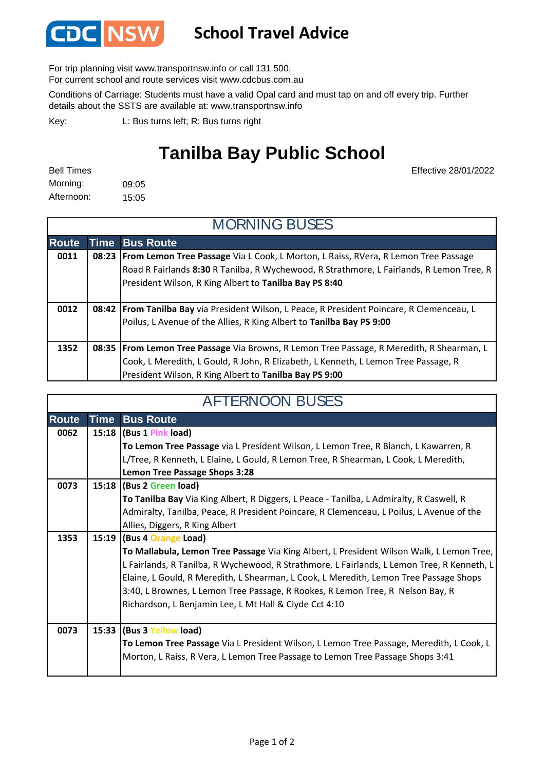CDC NSW

# School Travel Advice

For trip planning visit www.transportnsw.info or call 131 500.
For current school and route services visit www.cdcbus.com.au

Conditions of Carriage: Students must have a valid Opal card and must tap on and off every trip. Further details about the SSTS are available at: www.transportnsw.info

Key: L: Bus turns left; R: Bus turns right

## Tanilba Bay Public School

Effective 28/01/2022

Bell Times
Morning: 09:05
Afternoon: 15:05

### MORNING BUSES

| Route | Time | Bus Route |
|---|---|---|
| 0011 | 08:23 | **From Lemon Tree Passage** Via L Cook, L Morton, L Raiss, RVera, R Lemon Tree Passage Road R Fairlands **8:30** R Tanilba, R Wychewood, R Strathmore, L Fairlands, R Lemon Tree, R President Wilson, R King Albert to **Tanilba Bay PS 8:40** |
| 0012 | 08:42 | **From Tanilba Bay** via President Wilson, L Peace, R President Poincare, R Clemenceau, L Poilus, L Avenue of the Allies, R King Albert to **Tanilba Bay PS 9:00** |
| 1352 | 08:35 | **From Lemon Tree Passage** Via Browns, R Lemon Tree Passage, R Meredith, R Shearman, L Cook, L Meredith, L Gould, R John, R Elizabeth, L Kenneth, L Lemon Tree Passage, R President Wilson, R King Albert to **Tanilba Bay PS 9:00** |

### AFTERNOON BUSES

| Route | Time | Bus Route |
|---|---|---|
| 0062 | 15:18 | **(Bus 1 Pink load)** **To Lemon Tree Passage** via L President Wilson, L Lemon Tree, R Blanch, L Kawarren, R L/Tree, R Kenneth, L Elaine, L Gould, R Lemon Tree, R Shearman, L Cook, L Meredith, **Lemon Tree Passage Shops 3:28** |
| 0073 | 15:18 | **(Bus 2 Green load)** **To Tanilba Bay** Via King Albert, R Diggers, L Peace - Tanilba, L Admiralty, R Caswell, R Admiralty, Tanilba, Peace, R President Poincare, R Clemenceau, L Poilus, L Avenue of the Allies, Diggers, R King Albert |
| 1353 | 15:19 | **(Bus 4 Orange Load)** **To Mallabula, Lemon Tree Passage** Via King Albert, L President Wilson Walk, L Lemon Tree, L Fairlands, R Tanilba, R Wychewood, R Strathmore, L Fairlands, L Lemon Tree, R Kenneth, L Elaine, L Gould, R Meredith, L Shearman, L Cook, L Meredith, Lemon Tree Passage Shops 3:40, L Brownes, L Lemon Tree Passage, R Rookes, R Lemon Tree, R Nelson Bay, R Richardson, L Benjamin Lee, L Mt Hall & Clyde Cct 4:10 |
| 0073 | 15:33 | **(Bus 3 Yellow load)** **To Lemon Tree Passage** Via L President Wilson, L Lemon Tree Passage, Meredith, L Cook, L Morton, L Raiss, R Vera, L Lemon Tree Passage to Lemon Tree Passage Shops 3:41 |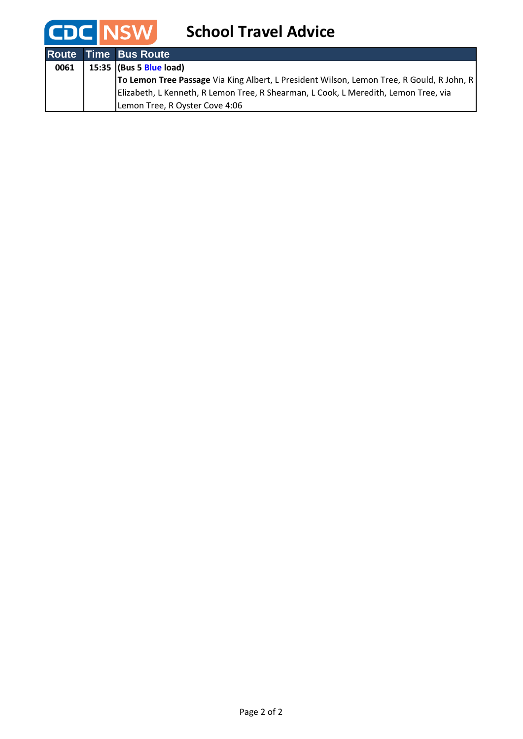# School Travel Advice

| Route | Time | Bus Route |
|---|---|---|
| **0061** | **15:35** | **(Bus 5 Blue load)** **To Lemon Tree Passage** Via King Albert, L President Wilson, Lemon Tree, R Gould, R John, R Elizabeth, L Kenneth, R Lemon Tree, R Shearman, L Cook, L Meredith, Lemon Tree, via Lemon Tree, R Oyster Cove 4:06 |